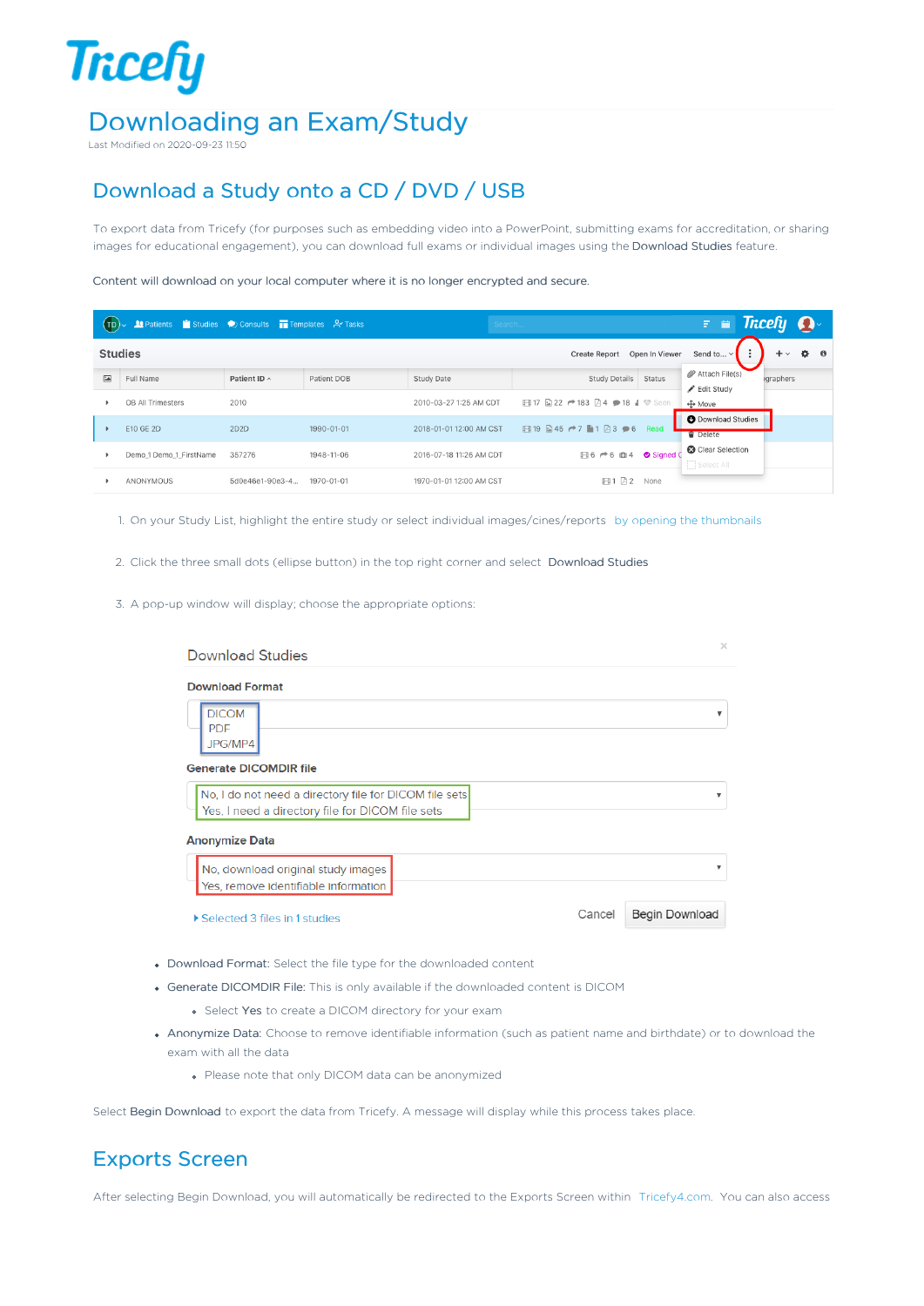# Downloading an Exam/Study

Last Modified on 2020-09-23 11:50

## Download a Study onto a CD / DVD / USB

To export data from Tricefy (for purposes such as embedding video into a PowerPoint, submitting exams for accreditation, or sharing images for educational engagement), you can download full exams or individual images using the Download Studies feature.

Content will download on your local computer where it is no longer encrypted and secure.

1. On your Study List, highlight the entire study or select individual images/cines/reports by opening the thumbnails
2. Click the three small dots (ellipse button) in the top right corner and select Download Studies
3. A pop-up window will display; choose the appropriate options:

- Download Format: Select the file type for the downloaded content
- Generate DICOMDIR File: This is only available if the downloaded content is DICOM
  - Select Yes to create a DICOM directory for your exam
- Anonymize Data: Choose to remove identifiable information (such as patient name and birthdate) or to download the exam with all the data
  - Please note that only DICOM data can be anonymized

Select Begin Download to export the data from Tricefy. A message will display while this process takes place.

## Exports Screen

After selecting Begin Download, you will automatically be redirected to the Exports Screen within Tricefy4.com. You can also access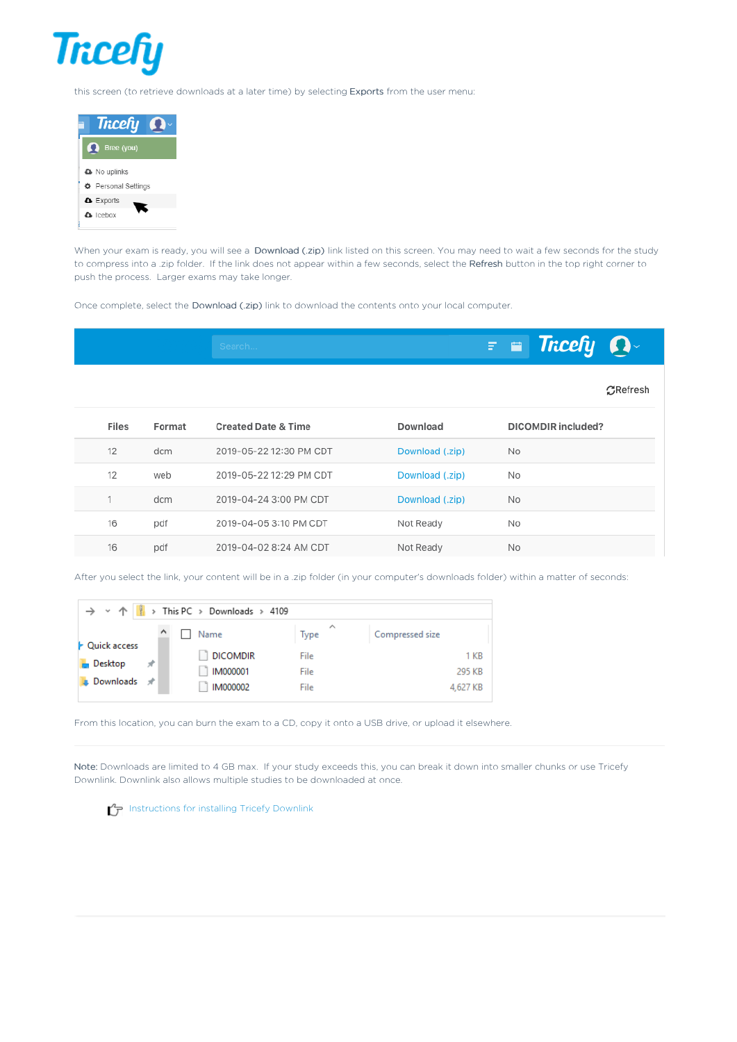this screen (to retrieve downloads at a later time) by selecting Exports from the user menu:

When your exam is ready, you will see a Download (.zip) link listed on this screen. You may need to wait a few seconds for the study to compress into a .zip folder. If the link does not appear within a few seconds, select the Refresh button in the top right corner to push the process. Larger exams may take longer.

Once complete, select the Download (.zip) link to download the contents onto your local computer.

After you select the link, your content will be in a .zip folder (in your computer's downloads folder) within a matter of seconds:

From this location, you can burn the exam to a CD, copy it onto a USB drive, or upload it elsewhere.

---

**Note:** Downloads are limited to 4 GB max. If your study exceeds this, you can break it down into smaller chunks or use Tricefy Downlink. Downlink also allows multiple studies to be downloaded at once.

Instructions for installing Tricefy Downlink